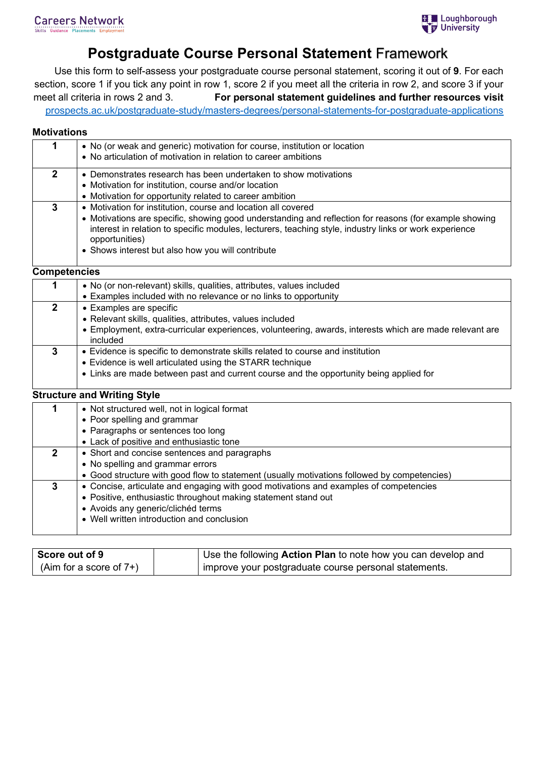Careers Network
Skills Guidance Placements Employment

Loughborough University

# Postgraduate Course Personal Statement Framework

Use this form to self-assess your postgraduate course personal statement, scoring it out of **9**. For each section, score 1 if you tick any point in row 1, score 2 if you meet all the criteria in row 2, and score 3 if your meet all criteria in rows 2 and 3. **For personal statement guidelines and further resources visit** [prospects.ac.uk/postgraduate-study/masters-degrees/personal-statements-for-postgraduate-applications](prospects.ac.uk/postgraduate-study/masters-degrees/personal-statements-for-postgraduate-applications)

### Motivations

| Score | Criteria |
|---|---|
| **1** | • No (or weak and generic) motivation for course, institution or location<br>• No articulation of motivation in relation to career ambitions |
| **2** | • Demonstrates research has been undertaken to show motivations<br>• Motivation for institution, course and/or location<br>• Motivation for opportunity related to career ambition |
| **3** | • Motivation for institution, course and location all covered<br>• Motivations are specific, showing good understanding and reflection for reasons (for example showing interest in relation to specific modules, lecturers, teaching style, industry links or work experience opportunities)<br>• Shows interest but also how you will contribute |

### Competencies

| Score | Criteria |
|---|---|
| **1** | • No (or non-relevant) skills, qualities, attributes, values included<br>• Examples included with no relevance or no links to opportunity |
| **2** | • Examples are specific<br>• Relevant skills, qualities, attributes, values included<br>• Employment, extra-curricular experiences, volunteering, awards, interests which are made relevant are included |
| **3** | • Evidence is specific to demonstrate skills related to course and institution<br>• Evidence is well articulated using the STARR technique<br>• Links are made between past and current course and the opportunity being applied for |

### Structure and Writing Style

| Score | Criteria |
|---|---|
| **1** | • Not structured well, not in logical format<br>• Poor spelling and grammar<br>• Paragraphs or sentences too long<br>• Lack of positive and enthusiastic tone |
| **2** | • Short and concise sentences and paragraphs<br>• No spelling and grammar errors<br>• Good structure with good flow to statement (usually motivations followed by competencies) |
| **3** | • Concise, articulate and engaging with good motivations and examples of competencies<br>• Positive, enthusiastic throughout making statement stand out<br>• Avoids any generic/clichéd terms<br>• Well written introduction and conclusion |

| **Score out of 9** (Aim for a score of 7+) | | Use the following **Action Plan** to note how you can develop and improve your postgraduate course personal statements. |
|---|---|---|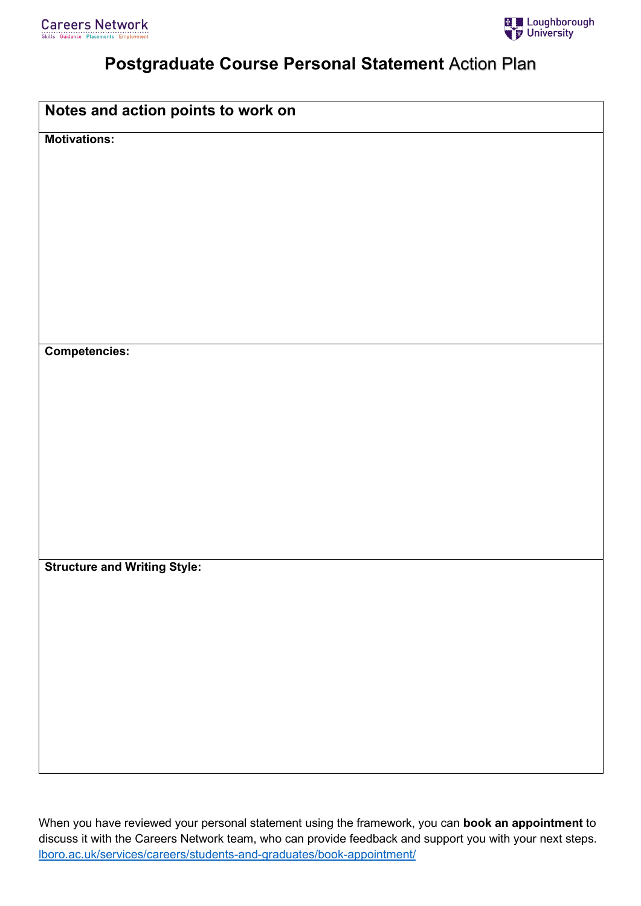# Postgraduate Course Personal Statement Action Plan

| Notes and action points to work on |
|---|
| **Motivations:** |
| **Competencies:** |
| **Structure and Writing Style:** |

When you have reviewed your personal statement using the framework, you can **book an appointment** to discuss it with the Careers Network team, who can provide feedback and support you with your next steps.
[lboro.ac.uk/services/careers/students-and-graduates/book-appointment/](https://lboro.ac.uk/services/careers/students-and-graduates/book-appointment/)